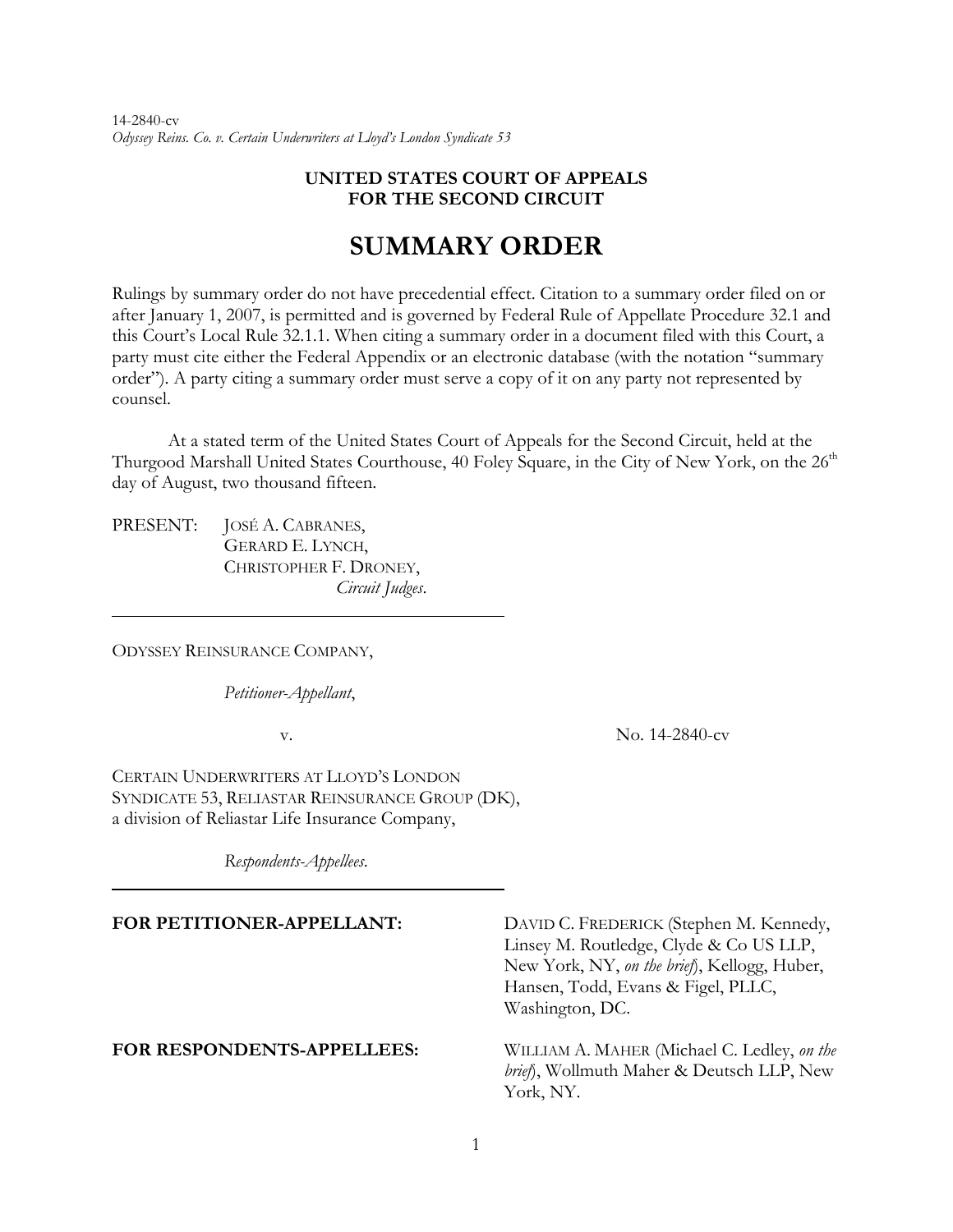14-2840-cv
*Odyssey Reins. Co. v. Certain Underwriters at Lloyd's London Syndicate 53*

**UNITED STATES COURT OF APPEALS**
**FOR THE SECOND CIRCUIT**

# SUMMARY ORDER

Rulings by summary order do not have precedential effect. Citation to a summary order filed on or after January 1, 2007, is permitted and is governed by Federal Rule of Appellate Procedure 32.1 and this Court's Local Rule 32.1.1. When citing a summary order in a document filed with this Court, a party must cite either the Federal Appendix or an electronic database (with the notation "summary order"). A party citing a summary order must serve a copy of it on any party not represented by counsel.

At a stated term of the United States Court of Appeals for the Second Circuit, held at the Thurgood Marshall United States Courthouse, 40 Foley Square, in the City of New York, on the 26th day of August, two thousand fifteen.

PRESENT: JOSÉ A. CABRANES,
GERARD E. LYNCH,
CHRISTOPHER F. DRONEY,
*Circuit Judges*.

---

ODYSSEY REINSURANCE COMPANY,

*Petitioner-Appellant*,

v. No. 14-2840-cv

CERTAIN UNDERWRITERS AT LLOYD'S LONDON SYNDICATE 53, RELIASTAR REINSURANCE GROUP (DK), a division of Reliastar Life Insurance Company,

*Respondents-Appellees*.

---

**FOR PETITIONER-APPELLANT:** DAVID C. FREDERICK (Stephen M. Kennedy, Linsey M. Routledge, Clyde & Co US LLP, New York, NY, *on the brief*), Kellogg, Huber, Hansen, Todd, Evans & Figel, PLLC, Washington, DC.

**FOR RESPONDENTS-APPELLEES:** WILLIAM A. MAHER (Michael C. Ledley, *on the brief*), Wollmuth Maher & Deutsch LLP, New York, NY.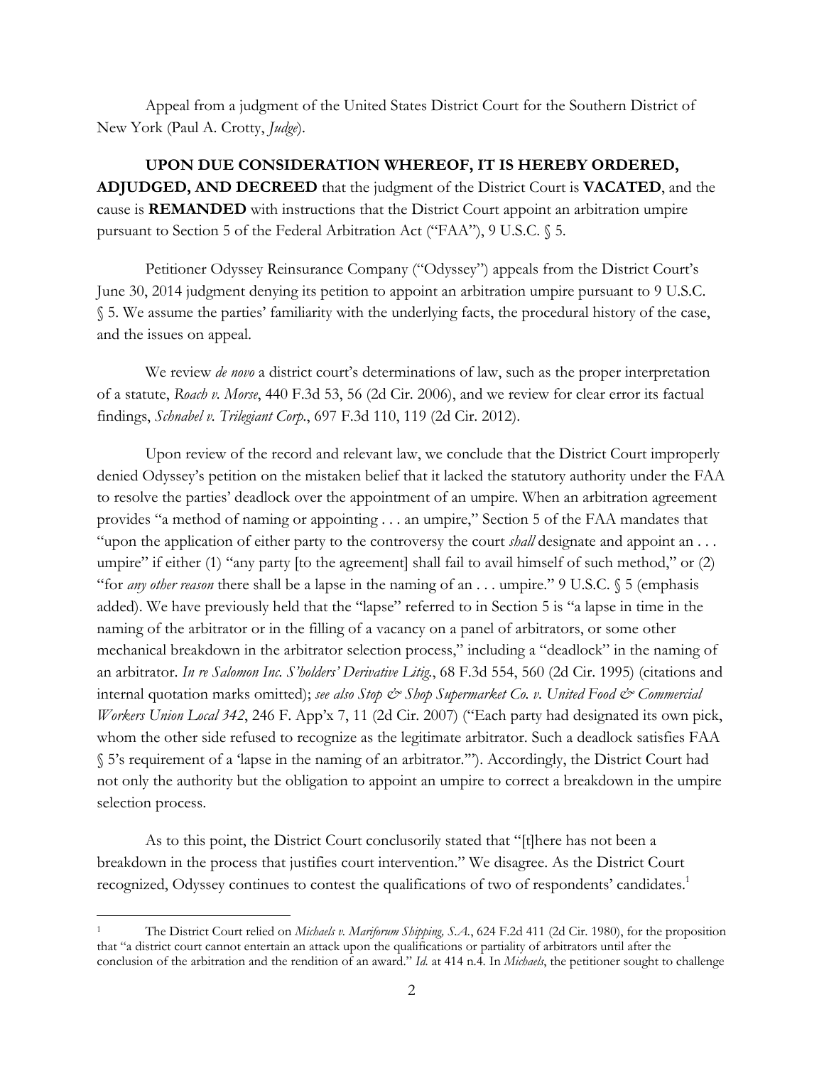Appeal from a judgment of the United States District Court for the Southern District of New York (Paul A. Crotty, *Judge*).

**UPON DUE CONSIDERATION WHEREOF, IT IS HEREBY ORDERED, ADJUDGED, AND DECREED** that the judgment of the District Court is **VACATED**, and the cause is **REMANDED** with instructions that the District Court appoint an arbitration umpire pursuant to Section 5 of the Federal Arbitration Act ("FAA"), 9 U.S.C. § 5.

Petitioner Odyssey Reinsurance Company ("Odyssey") appeals from the District Court's June 30, 2014 judgment denying its petition to appoint an arbitration umpire pursuant to 9 U.S.C. § 5. We assume the parties' familiarity with the underlying facts, the procedural history of the case, and the issues on appeal.

We review *de novo* a district court's determinations of law, such as the proper interpretation of a statute, *Roach v. Morse*, 440 F.3d 53, 56 (2d Cir. 2006), and we review for clear error its factual findings, *Schnabel v. Trilegiant Corp.*, 697 F.3d 110, 119 (2d Cir. 2012).

Upon review of the record and relevant law, we conclude that the District Court improperly denied Odyssey's petition on the mistaken belief that it lacked the statutory authority under the FAA to resolve the parties' deadlock over the appointment of an umpire. When an arbitration agreement provides "a method of naming or appointing . . . an umpire," Section 5 of the FAA mandates that "upon the application of either party to the controversy the court *shall* designate and appoint an . . . umpire" if either (1) "any party [to the agreement] shall fail to avail himself of such method," or (2) "for *any other reason* there shall be a lapse in the naming of an . . . umpire." 9 U.S.C. § 5 (emphasis added). We have previously held that the "lapse" referred to in Section 5 is "a lapse in time in the naming of the arbitrator or in the filling of a vacancy on a panel of arbitrators, or some other mechanical breakdown in the arbitrator selection process," including a "deadlock" in the naming of an arbitrator. *In re Salomon Inc. S'holders' Derivative Litig.*, 68 F.3d 554, 560 (2d Cir. 1995) (citations and internal quotation marks omitted); *see also Stop & Shop Supermarket Co. v. United Food & Commercial Workers Union Local 342*, 246 F. App'x 7, 11 (2d Cir. 2007) ("Each party had designated its own pick, whom the other side refused to recognize as the legitimate arbitrator. Such a deadlock satisfies FAA § 5's requirement of a 'lapse in the naming of an arbitrator.'"). Accordingly, the District Court had not only the authority but the obligation to appoint an umpire to correct a breakdown in the umpire selection process.

As to this point, the District Court conclusorily stated that "[t]here has not been a breakdown in the process that justifies court intervention." We disagree. As the District Court recognized, Odyssey continues to contest the qualifications of two of respondents' candidates.[1]

[1] The District Court relied on *Michaels v. Mariforum Shipping, S.A.*, 624 F.2d 411 (2d Cir. 1980), for the proposition that "a district court cannot entertain an attack upon the qualifications or partiality of arbitrators until after the conclusion of the arbitration and the rendition of an award." *Id.* at 414 n.4. In *Michaels*, the petitioner sought to challenge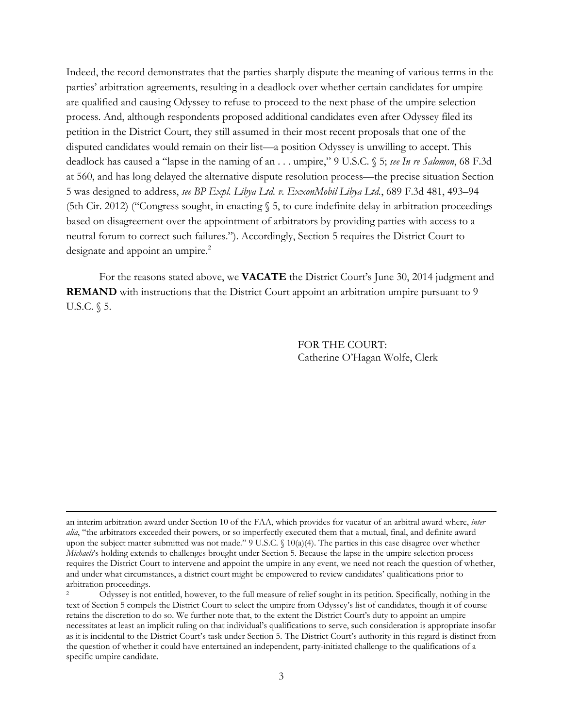Indeed, the record demonstrates that the parties sharply dispute the meaning of various terms in the parties' arbitration agreements, resulting in a deadlock over whether certain candidates for umpire are qualified and causing Odyssey to refuse to proceed to the next phase of the umpire selection process. And, although respondents proposed additional candidates even after Odyssey filed its petition in the District Court, they still assumed in their most recent proposals that one of the disputed candidates would remain on their list—a position Odyssey is unwilling to accept. This deadlock has caused a "lapse in the naming of an . . . umpire," 9 U.S.C. § 5; *see In re Salomon*, 68 F.3d at 560, and has long delayed the alternative dispute resolution process—the precise situation Section 5 was designed to address, *see BP Expl. Libya Ltd. v. ExxonMobil Libya Ltd.*, 689 F.3d 481, 493–94 (5th Cir. 2012) ("Congress sought, in enacting § 5, to cure indefinite delay in arbitration proceedings based on disagreement over the appointment of arbitrators by providing parties with access to a neutral forum to correct such failures."). Accordingly, Section 5 requires the District Court to designate and appoint an umpire.[2]

For the reasons stated above, we **VACATE** the District Court's June 30, 2014 judgment and **REMAND** with instructions that the District Court appoint an arbitration umpire pursuant to 9 U.S.C. § 5.

FOR THE COURT:
Catherine O'Hagan Wolfe, Clerk

---

an interim arbitration award under Section 10 of the FAA, which provides for vacatur of an arbitral award where, *inter alia*, "the arbitrators exceeded their powers, or so imperfectly executed them that a mutual, final, and definite award upon the subject matter submitted was not made." 9 U.S.C. § 10(a)(4). The parties in this case disagree over whether *Michaels*'s holding extends to challenges brought under Section 5. Because the lapse in the umpire selection process requires the District Court to intervene and appoint the umpire in any event, we need not reach the question of whether, and under what circumstances, a district court might be empowered to review candidates' qualifications prior to arbitration proceedings.

[2] Odyssey is not entitled, however, to the full measure of relief sought in its petition. Specifically, nothing in the text of Section 5 compels the District Court to select the umpire from Odyssey's list of candidates, though it of course retains the discretion to do so. We further note that, to the extent the District Court's duty to appoint an umpire necessitates at least an implicit ruling on that individual's qualifications to serve, such consideration is appropriate insofar as it is incidental to the District Court's task under Section 5. The District Court's authority in this regard is distinct from the question of whether it could have entertained an independent, party-initiated challenge to the qualifications of a specific umpire candidate.